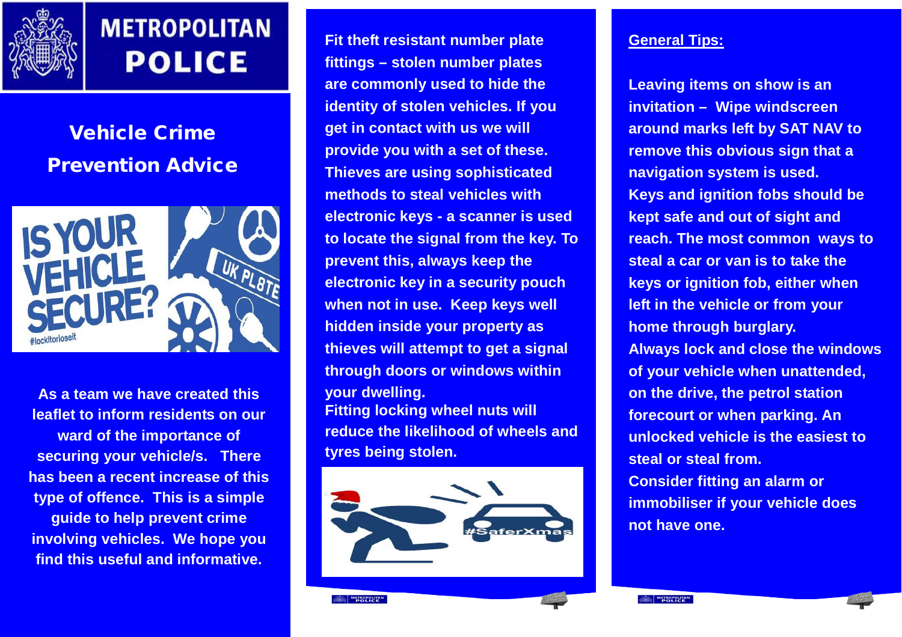# METROPOLITAN POLICE

## Vehicle Crime Prevention Advice

As a team we have created this leaflet to inform residents on our ward of the importance of securing your vehicle/s. There has been a recent increase of this type of offence. This is a simple guide to help prevent crime involving vehicles. We hope you find this useful and informative.

**Fit theft resistant number plate fittings – stolen number plates are commonly used to hide the identity of stolen vehicles. If you get in contact with us we will provide you with a set of these. Thieves are using sophisticated methods to steal vehicles with electronic keys - a scanner is used to locate the signal from the key. To prevent this, always keep the electronic key in a security pouch when not in use. Keep keys well hidden inside your property as thieves will attempt to get a signal through doors or windows within your dwelling.**

**Fitting locking wheel nuts will reduce the likelihood of wheels and tyres being stolen.**

**General Tips:**

**Leaving items on show is an invitation – Wipe windscreen around marks left by SAT NAV to remove this obvious sign that a navigation system is used.**

**Keys and ignition fobs should be kept safe and out of sight and reach. The most common ways to steal a car or van is to take the keys or ignition fob, either when left in the vehicle or from your home through burglary.**

**Always lock and close the windows of your vehicle when unattended, on the drive, the petrol station forecourt or when parking. An unlocked vehicle is the easiest to steal or steal from.**

**Consider fitting an alarm or immobiliser if your vehicle does not have one.**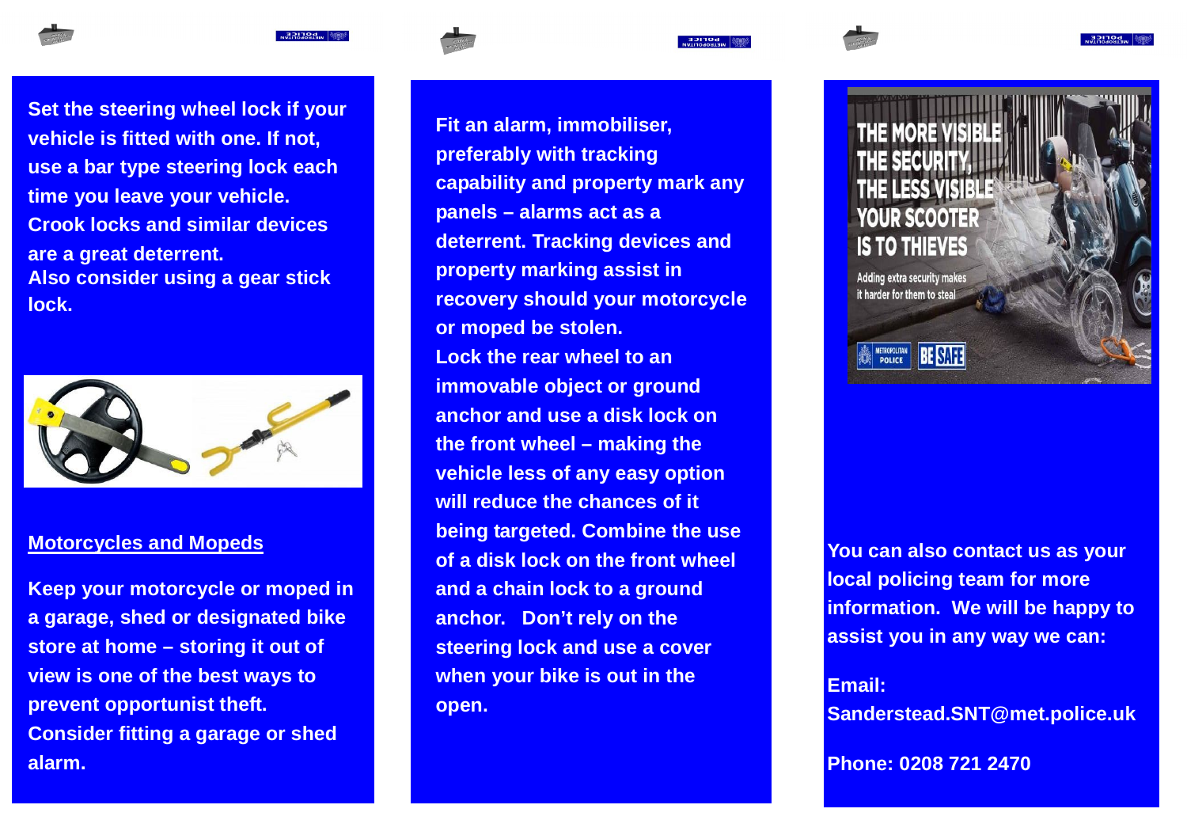Set the steering wheel lock if your vehicle is fitted with one. If not, use a bar type steering lock each time you leave your vehicle. Crook locks and similar devices are a great deterrent.
Also consider using a gear stick lock.

## Motorcycles and Mopeds

Keep your motorcycle or moped in a garage, shed or designated bike store at home – storing it out of view is one of the best ways to prevent opportunist theft. Consider fitting a garage or shed alarm.

Fit an alarm, immobiliser, preferably with tracking capability and property mark any panels – alarms act as a deterrent. Tracking devices and property marking assist in recovery should your motorcycle or moped be stolen.
Lock the rear wheel to an immovable object or ground anchor and use a disk lock on the front wheel – making the vehicle less of any easy option will reduce the chances of it being targeted. Combine the use of a disk lock on the front wheel and a chain lock to a ground anchor. Don't rely on the steering lock and use a cover when your bike is out in the open.

You can also contact us as your local policing team for more information. We will be happy to assist you in any way we can:

Email: Sanderstead.SNT@met.police.uk

Phone: 0208 721 2470